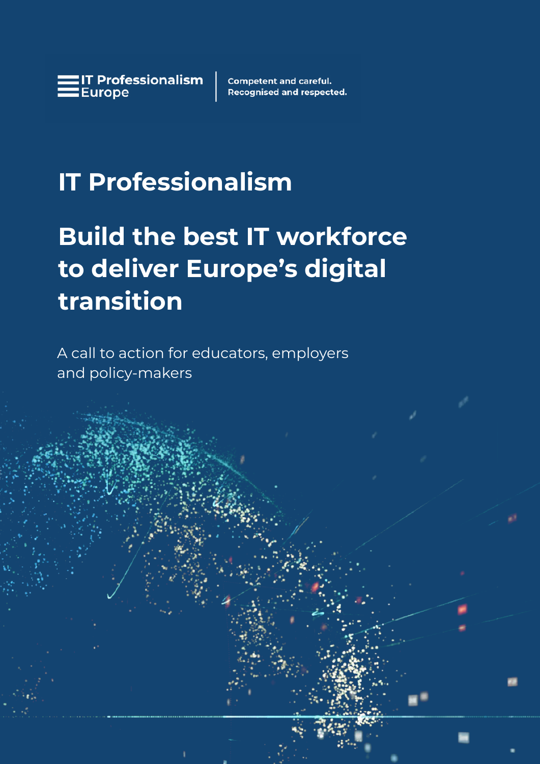IT Professionalism Europe

Competent and careful.
Recognised and respected.

# IT Professionalism

## Build the best IT workforce to deliver Europe's digital transition

A call to action for educators, employers and policy-makers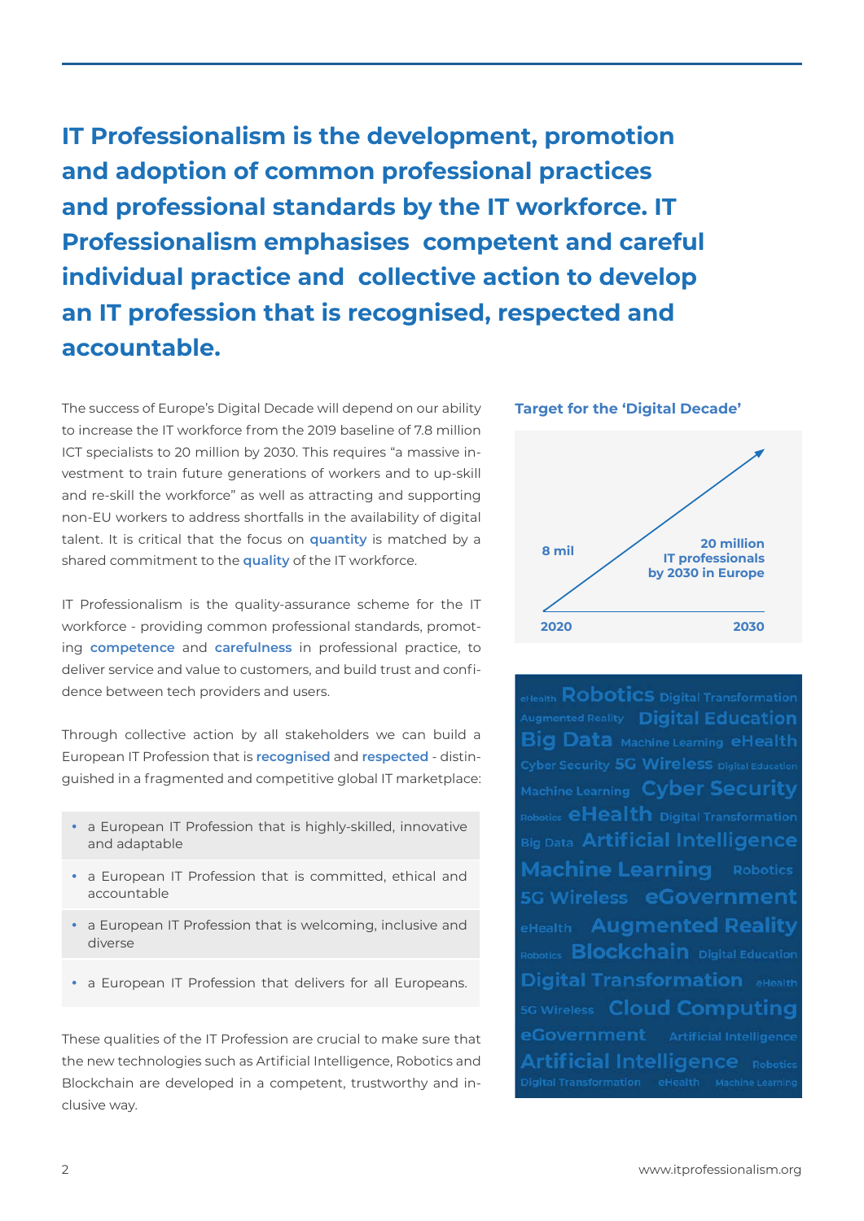## IT Professionalism is the development, promotion and adoption of common professional practices and professional standards by the IT workforce. IT Professionalism emphasises competent and careful individual practice and collective action to develop an IT profession that is recognised, respected and accountable.

The success of Europe's Digital Decade will depend on our ability to increase the IT workforce from the 2019 baseline of 7.8 million ICT specialists to 20 million by 2030. This requires "a massive investment to train future generations of workers and to up-skill and re-skill the workforce" as well as attracting and supporting non-EU workers to address shortfalls in the availability of digital talent. It is critical that the focus on **quantity** is matched by a shared commitment to the **quality** of the IT workforce.

IT Professionalism is the quality-assurance scheme for the IT workforce - providing common professional standards, promoting **competence** and **carefulness** in professional practice, to deliver service and value to customers, and build trust and confidence between tech providers and users.

Through collective action by all stakeholders we can build a European IT Profession that is **recognised** and **respected** - distinguished in a fragmented and competitive global IT marketplace:

- a European IT Profession that is highly-skilled, innovative and adaptable
- a European IT Profession that is committed, ethical and accountable
- a European IT Profession that is welcoming, inclusive and diverse
- a European IT Profession that delivers for all Europeans.

These qualities of the IT Profession are crucial to make sure that the new technologies such as Artificial Intelligence, Robotics and Blockchain are developed in a competent, trustworthy and inclusive way.

**Target for the 'Digital Decade'**

8 mil — 2020

20 million IT professionals by 2030 in Europe — 2030

eHealth Robotics Digital Transformation Augmented Reality Digital Education Big Data Machine Learning eHealth Cyber Security 5G Wireless Digital Education Machine Learning Cyber Security Robotics eHealth Digital Transformation Big Data Artificial Intelligence Machine Learning Robotics 5G Wireless eGovernment eHealth Augmented Reality Robotics Blockchain Digital Education Digital Transformation eHealth 5G Wireless Cloud Computing eGovernment Artificial Intelligence Artificial Intelligence Robotics Digital Transformation eHealth Machine Learning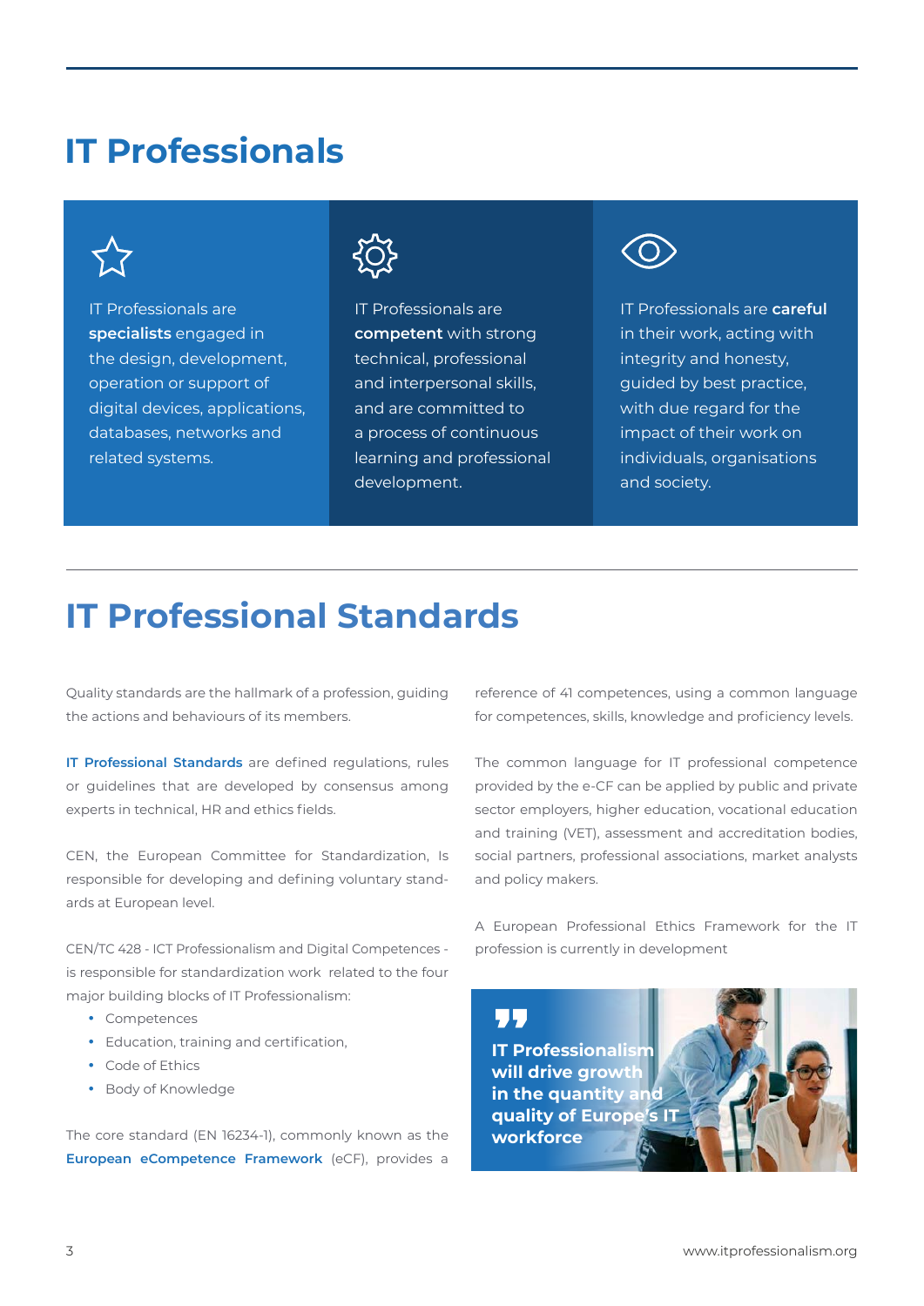# IT Professionals

IT Professionals are **specialists** engaged in the design, development, operation or support of digital devices, applications, databases, networks and related systems.

IT Professionals are **competent** with strong technical, professional and interpersonal skills, and are committed to a process of continuous learning and professional development.

IT Professionals are **careful** in their work, acting with integrity and honesty, guided by best practice, with due regard for the impact of their work on individuals, organisations and society.

# IT Professional Standards

Quality standards are the hallmark of a profession, guiding the actions and behaviours of its members.

**IT Professional Standards** are defined regulations, rules or guidelines that are developed by consensus among experts in technical, HR and ethics fields.

CEN, the European Committee for Standardization, Is responsible for developing and defining voluntary standards at European level.

CEN/TC 428 - ICT Professionalism and Digital Competences - is responsible for standardization work related to the four major building blocks of IT Professionalism:

- Competences
- Education, training and certification,
- Code of Ethics
- Body of Knowledge

The core standard (EN 16234-1), commonly known as the **European eCompetence Framework** (eCF), provides a reference of 41 competences, using a common language for competences, skills, knowledge and proficiency levels.

The common language for IT professional competence provided by the e-CF can be applied by public and private sector employers, higher education, vocational education and training (VET), assessment and accreditation bodies, social partners, professional associations, market analysts and policy makers.

A European Professional Ethics Framework for the IT profession is currently in development

> **IT Professionalism will drive growth in the quantity and quality of Europe's IT workforce**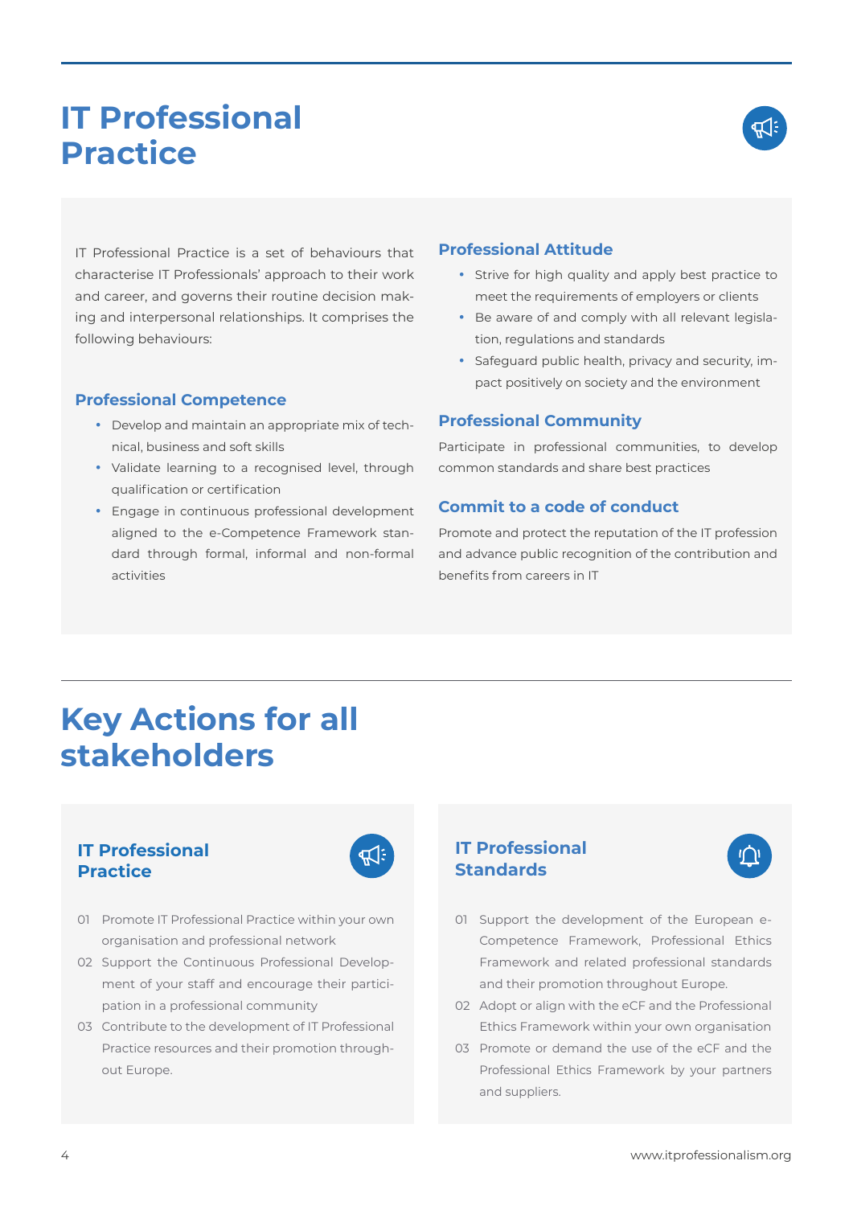# IT Professional Practice

IT Professional Practice is a set of behaviours that characterise IT Professionals' approach to their work and career, and governs their routine decision making and interpersonal relationships. It comprises the following behaviours:

### Professional Competence

- Develop and maintain an appropriate mix of technical, business and soft skills
- Validate learning to a recognised level, through qualification or certification
- Engage in continuous professional development aligned to the e-Competence Framework standard through formal, informal and non-formal activities

### Professional Attitude

- Strive for high quality and apply best practice to meet the requirements of employers or clients
- Be aware of and comply with all relevant legislation, regulations and standards
- Safeguard public health, privacy and security, impact positively on society and the environment

### Professional Community

Participate in professional communities, to develop common standards and share best practices

### Commit to a code of conduct

Promote and protect the reputation of the IT profession and advance public recognition of the contribution and benefits from careers in IT

# Key Actions for all stakeholders

### IT Professional Practice

01 Promote IT Professional Practice within your own organisation and professional network

02 Support the Continuous Professional Development of your staff and encourage their participation in a professional community

03 Contribute to the development of IT Professional Practice resources and their promotion throughout Europe.

### IT Professional Standards

01 Support the development of the European e-Competence Framework, Professional Ethics Framework and related professional standards and their promotion throughout Europe.

02 Adopt or align with the eCF and the Professional Ethics Framework within your own organisation

03 Promote or demand the use of the eCF and the Professional Ethics Framework by your partners and suppliers.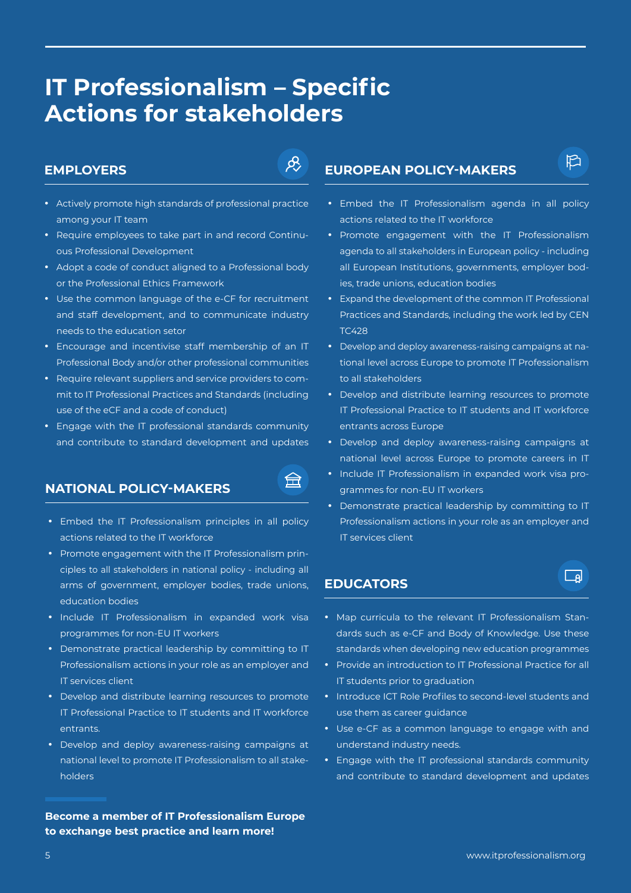# IT Professionalism – Specific Actions for stakeholders

## EMPLOYERS

- Actively promote high standards of professional practice among your IT team
- Require employees to take part in and record Continuous Professional Development
- Adopt a code of conduct aligned to a Professional body or the Professional Ethics Framework
- Use the common language of the e-CF for recruitment and staff development, and to communicate industry needs to the education setor
- Encourage and incentivise staff membership of an IT Professional Body and/or other professional communities
- Require relevant suppliers and service providers to commit to IT Professional Practices and Standards (including use of the eCF and a code of conduct)
- Engage with the IT professional standards community and contribute to standard development and updates

## NATIONAL POLICY-MAKERS

- Embed the IT Professionalism principles in all policy actions related to the IT workforce
- Promote engagement with the IT Professionalism principles to all stakeholders in national policy - including all arms of government, employer bodies, trade unions, education bodies
- Include IT Professionalism in expanded work visa programmes for non-EU IT workers
- Demonstrate practical leadership by committing to IT Professionalism actions in your role as an employer and IT services client
- Develop and distribute learning resources to promote IT Professional Practice to IT students and IT workforce entrants.
- Develop and deploy awareness-raising campaigns at national level to promote IT Professionalism to all stakeholders

**Become a member of IT Professionalism Europe to exchange best practice and learn more!**

## EUROPEAN POLICY-MAKERS

- Embed the IT Professionalism agenda in all policy actions related to the IT workforce
- Promote engagement with the IT Professionalism agenda to all stakeholders in European policy - including all European Institutions, governments, employer bodies, trade unions, education bodies
- Expand the development of the common IT Professional Practices and Standards, including the work led by CEN TC428
- Develop and deploy awareness-raising campaigns at national level across Europe to promote IT Professionalism to all stakeholders
- Develop and distribute learning resources to promote IT Professional Practice to IT students and IT workforce entrants across Europe
- Develop and deploy awareness-raising campaigns at national level across Europe to promote careers in IT
- Include IT Professionalism in expanded work visa programmes for non-EU IT workers
- Demonstrate practical leadership by committing to IT Professionalism actions in your role as an employer and IT services client

## EDUCATORS

- Map curricula to the relevant IT Professionalism Standards such as e-CF and Body of Knowledge. Use these standards when developing new education programmes
- Provide an introduction to IT Professional Practice for all IT students prior to graduation
- Introduce ICT Role Profiles to second-level students and use them as career guidance
- Use e-CF as a common language to engage with and understand industry needs.
- Engage with the IT professional standards community and contribute to standard development and updates

www.itprofessionalism.org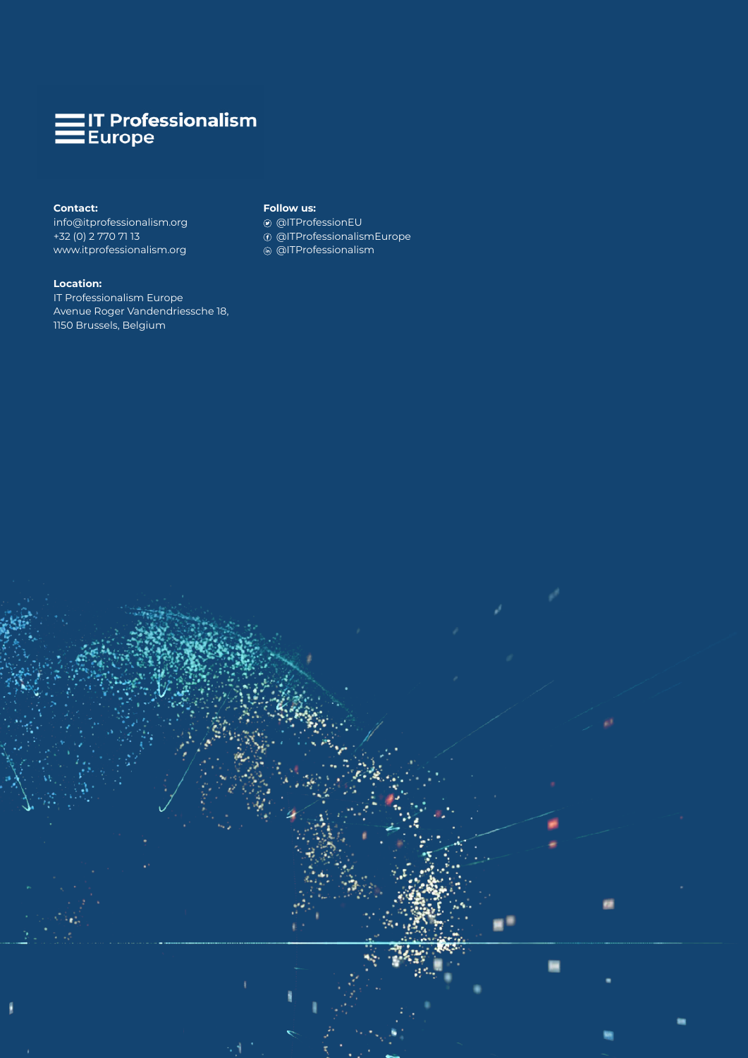# IT Professionalism Europe

**Contact:**
info@itprofessionalism.org
+32 (0) 2 770 71 13
www.itprofessionalism.org

**Location:**
IT Professionalism Europe
Avenue Roger Vandendriessche 18,
1150 Brussels, Belgium

**Follow us:**
@ITProfessionEU
@ITProfessionalismEurope
@ITProfessionalism